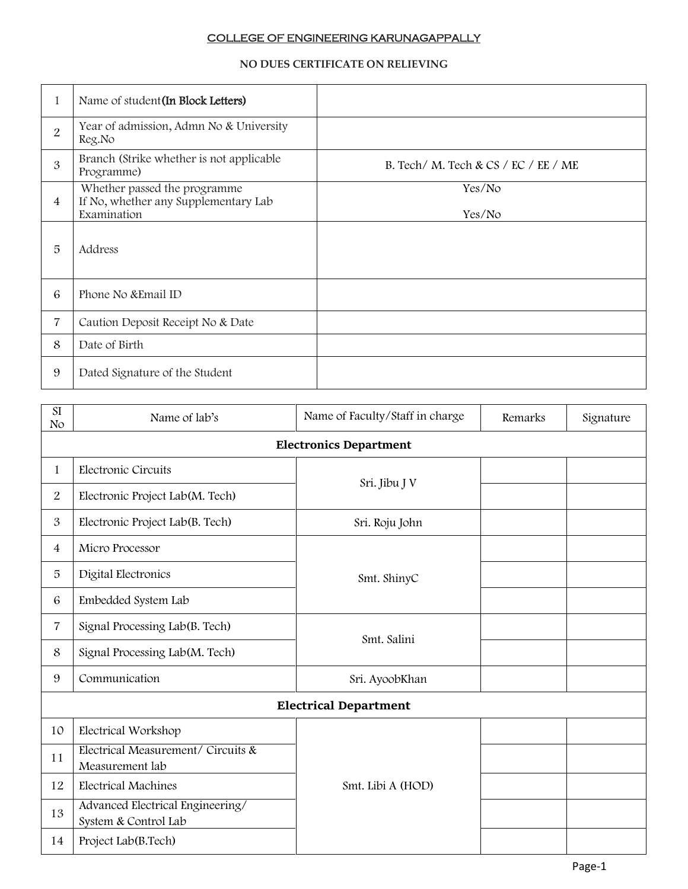# COLLEGE OF ENGINEERING KARUNAGAPPALLY

## NO DUES CERTIFICATE ON RELIEVING

| | | |
|---|---|---|
| 1 | Name of student(In Block Letters) | |
| 2 | Year of admission, Admn No & University Reg.No | |
| 3 | Branch (Strike whether is not applicable Programme) | B. Tech/ M. Tech & CS / EC / EE / ME |
| 4 | Whether passed the programme<br>If No, whether any Supplementary Lab Examination | Yes/No<br><br>Yes/No |
| 5 | Address | |
| 6 | Phone No &Email ID | |
| 7 | Caution Deposit Receipt No & Date | |
| 8 | Date of Birth | |
| 9 | Dated Signature of the Student | |

| SI No | Name of lab's | Name of Faculty/Staff in charge | Remarks | Signature |
|---|---|---|---|---|
| | **Electronics Department** | | | |
| 1 | Electronic Circuits | Sri. Jibu J V | | |
| 2 | Electronic Project Lab(M. Tech) | | | |
| 3 | Electronic Project Lab(B. Tech) | Sri. Roju John | | |
| 4 | Micro Processor | Smt. ShinyC | | |
| 5 | Digital Electronics | | | |
| 6 | Embedded System Lab | | | |
| 7 | Signal Processing Lab(B. Tech) | Smt. Salini | | |
| 8 | Signal Processing Lab(M. Tech) | | | |
| 9 | Communication | Sri. AyoobKhan | | |
| | **Electrical Department** | | | |
| 10 | Electrical Workshop | Smt. Libi A (HOD) | | |
| 11 | Electrical Measurement/ Circuits & Measurement lab | | | |
| 12 | Electrical Machines | | | |
| 13 | Advanced Electrical Engineering/ System & Control Lab | | | |
| 14 | Project Lab(B.Tech) | | | |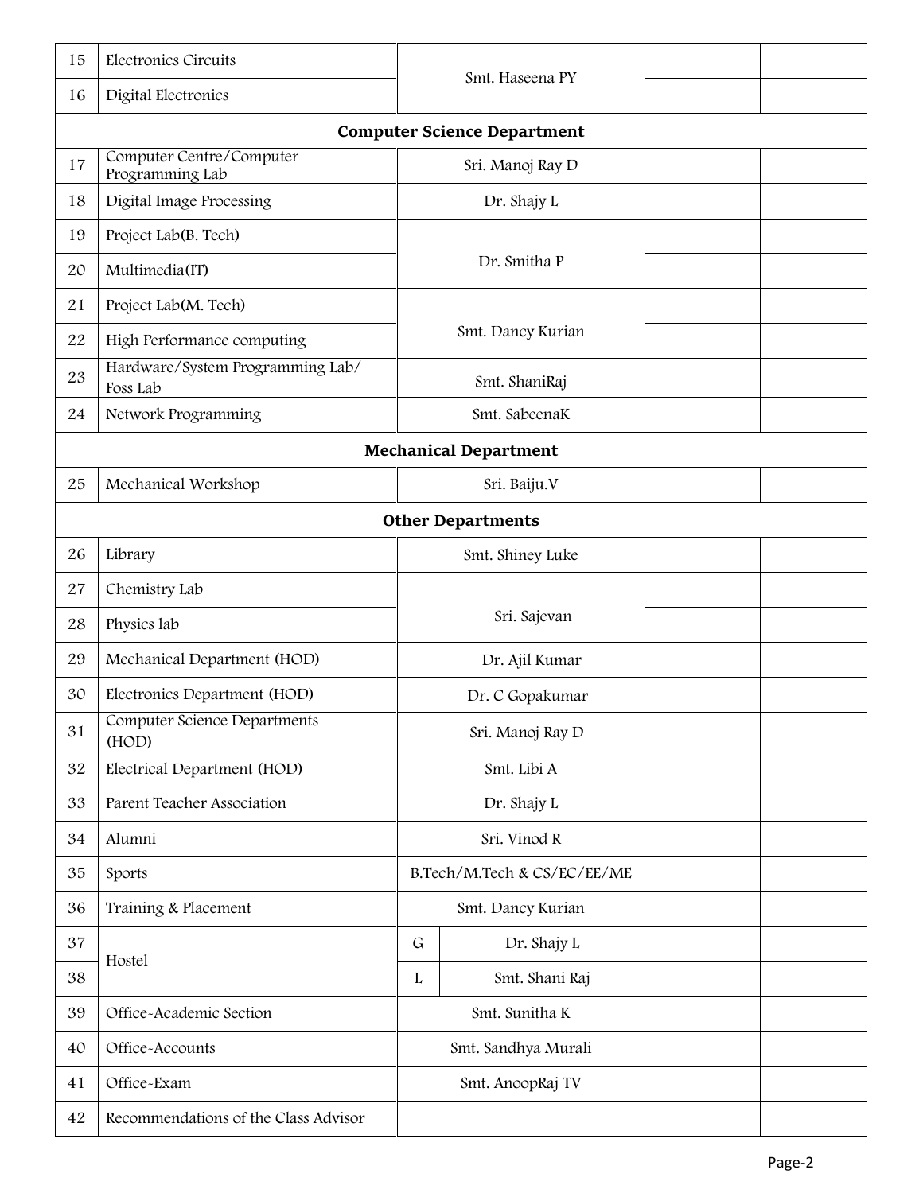| | | | | |
|---|---|---|---|---|
| 15 | Electronics Circuits | Smt. Haseena PY | | |
| 16 | Digital Electronics | | | |
| **Computer Science Department** | | | | |
| 17 | Computer Centre/Computer Programming Lab | Sri. Manoj Ray D | | |
| 18 | Digital Image Processing | Dr. Shajy L | | |
| 19 | Project Lab(B. Tech) | Dr. Smitha P | | |
| 20 | Multimedia(IT) | | | |
| 21 | Project Lab(M. Tech) | Smt. Dancy Kurian | | |
| 22 | High Performance computing | | | |
| 23 | Hardware/System Programming Lab/ Foss Lab | Smt. ShaniRaj | | |
| 24 | Network Programming | Smt. SabeenaK | | |
| **Mechanical Department** | | | | |
| 25 | Mechanical Workshop | Sri. Baiju.V | | |
| **Other Departments** | | | | |
| 26 | Library | Smt. Shiney Luke | | |
| 27 | Chemistry Lab | Sri. Sajevan | | |
| 28 | Physics lab | | | |
| 29 | Mechanical Department (HOD) | Dr. Ajil Kumar | | |
| 30 | Electronics Department (HOD) | Dr. C Gopakumar | | |
| 31 | Computer Science Departments (HOD) | Sri. Manoj Ray D | | |
| 32 | Electrical Department (HOD) | Smt. Libi A | | |
| 33 | Parent Teacher Association | Dr. Shajy L | | |
| 34 | Alumni | Sri. Vinod R | | |
| 35 | Sports | B.Tech/M.Tech & CS/EC/EE/ME | | |
| 36 | Training & Placement | Smt. Dancy Kurian | | |
| 37 | Hostel | G — Dr. Shajy L | | |
| 38 | | L — Smt. Shani Raj | | |
| 39 | Office-Academic Section | Smt. Sunitha K | | |
| 40 | Office-Accounts | Smt. Sandhya Murali | | |
| 41 | Office-Exam | Smt. AnoopRaj TV | | |
| 42 | Recommendations of the Class Advisor | | | |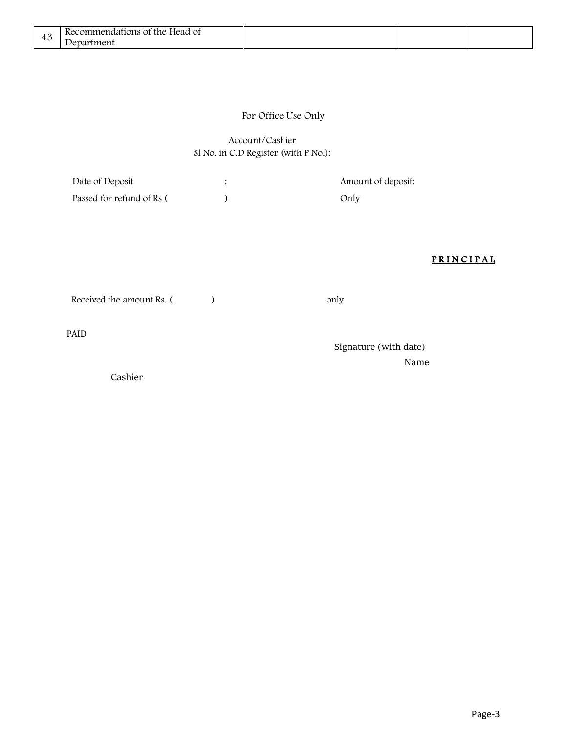| | | | | |
|---|---|---|---|---|
| 43 | Recommendations of the Head of Department | | | |

For Office Use Only

Account/Cashier
Sl No. in C.D Register (with P No.):

Date of Deposit : Amount of deposit:

Passed for refund of Rs ( ) Only

**PRINCIPAL**

Received the amount Rs. ( ) only

PAID

Signature (with date)

Name

Cashier